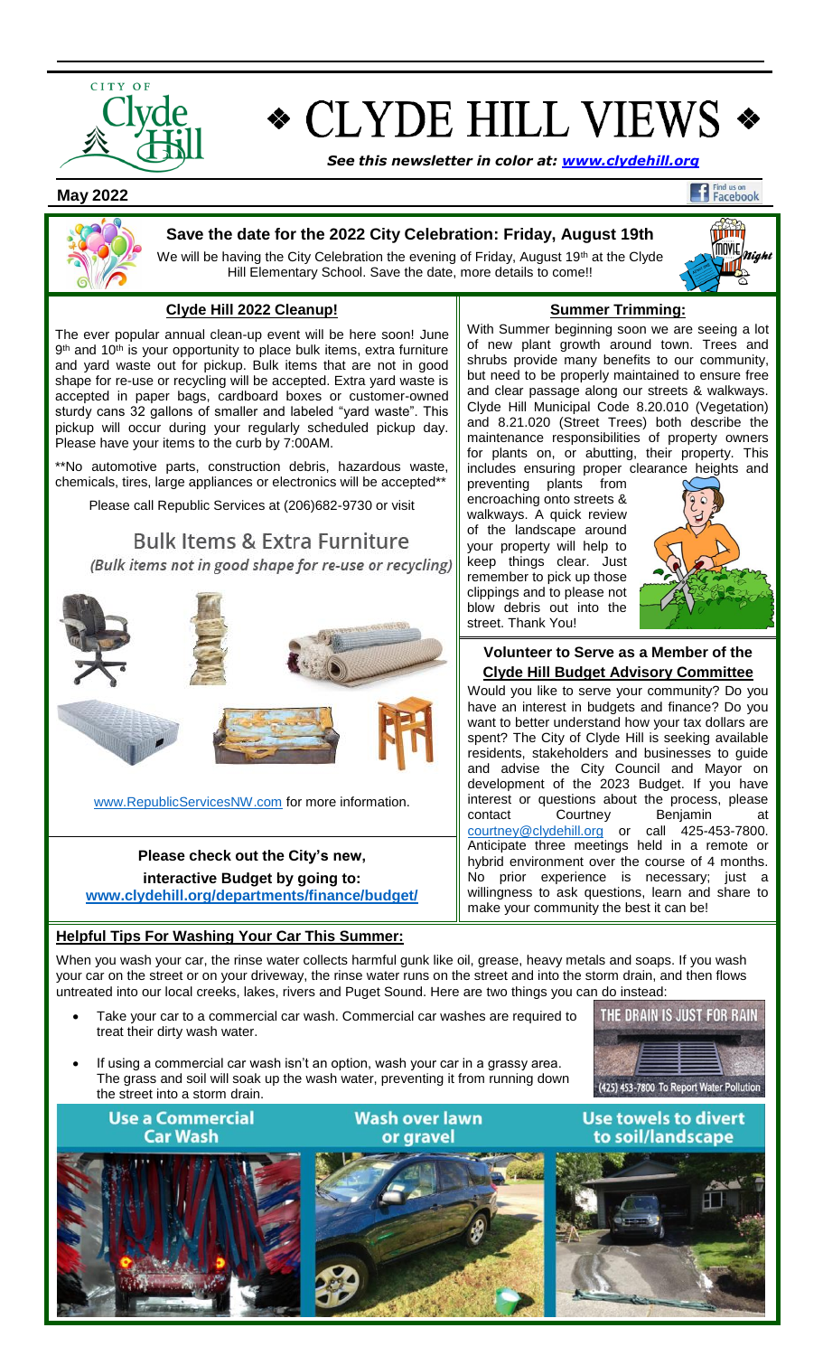# ❖ CLYDE HILL VIEWS ❖

***See this newsletter in color at: www.clydehill.org***

**May 2022**

## Save the date for the 2022 City Celebration: Friday, August 19th

We will be having the City Celebration the evening of Friday, August 19th at the Clyde Hill Elementary School. Save the date, more details to come!!

### Clyde Hill 2022 Cleanup!

The ever popular annual clean-up event will be here soon! June 9th and 10th is your opportunity to place bulk items, extra furniture and yard waste out for pickup. Bulk items that are not in good shape for re-use or recycling will be accepted. Extra yard waste is accepted in paper bags, cardboard boxes or customer-owned sturdy cans 32 gallons of smaller and labeled "yard waste". This pickup will occur during your regularly scheduled pickup day. Please have your items to the curb by 7:00AM.

**No automotive parts, construction debris, hazardous waste, chemicals, tires, large appliances or electronics will be accepted**

Please call Republic Services at (206)682-9730 or visit

**Bulk Items & Extra Furniture**

*(Bulk items not in good shape for re-use or recycling)*

www.RepublicServicesNW.com for more information.

**Please check out the City's new, interactive Budget by going to: www.clydehill.org/departments/finance/budget/**

### Summer Trimming:

With Summer beginning soon we are seeing a lot of new plant growth around town. Trees and shrubs provide many benefits to our community, but need to be properly maintained to ensure free and clear passage along our streets & walkways. Clyde Hill Municipal Code 8.20.010 (Vegetation) and 8.21.020 (Street Trees) both describe the maintenance responsibilities of property owners for plants on, or abutting, their property. This includes ensuring proper clearance heights and preventing plants from encroaching onto streets & walkways. A quick review of the landscape around your property will help to keep things clear. Just remember to pick up those clippings and to please not blow debris out into the street. Thank You!

### Volunteer to Serve as a Member of the Clyde Hill Budget Advisory Committee

Would you like to serve your community? Do you have an interest in budgets and finance? Do you want to better understand how your tax dollars are spent? The City of Clyde Hill is seeking available residents, stakeholders and businesses to guide and advise the City Council and Mayor on development of the 2023 Budget. If you have interest or questions about the process, please contact Courtney Benjamin at courtney@clydehill.org or call 425-453-7800. Anticipate three meetings held in a remote or hybrid environment over the course of 4 months. No prior experience is necessary; just a willingness to ask questions, learn and share to make your community the best it can be!

### Helpful Tips For Washing Your Car This Summer:

When you wash your car, the rinse water collects harmful gunk like oil, grease, heavy metals and soaps. If you wash your car on the street or on your driveway, the rinse water runs on the street and into the storm drain, and then flows untreated into our local creeks, lakes, rivers and Puget Sound. Here are two things you can do instead:

- Take your car to a commercial car wash. Commercial car washes are required to treat their dirty wash water.
- If using a commercial car wash isn't an option, wash your car in a grassy area. The grass and soil will soak up the wash water, preventing it from running down the street into a storm drain.

THE DRAIN IS JUST FOR RAIN

(425) 453-7800 To Report Water Pollution

**Use a Commercial Car Wash** | **Wash over lawn or gravel** | **Use towels to divert to soil/landscape**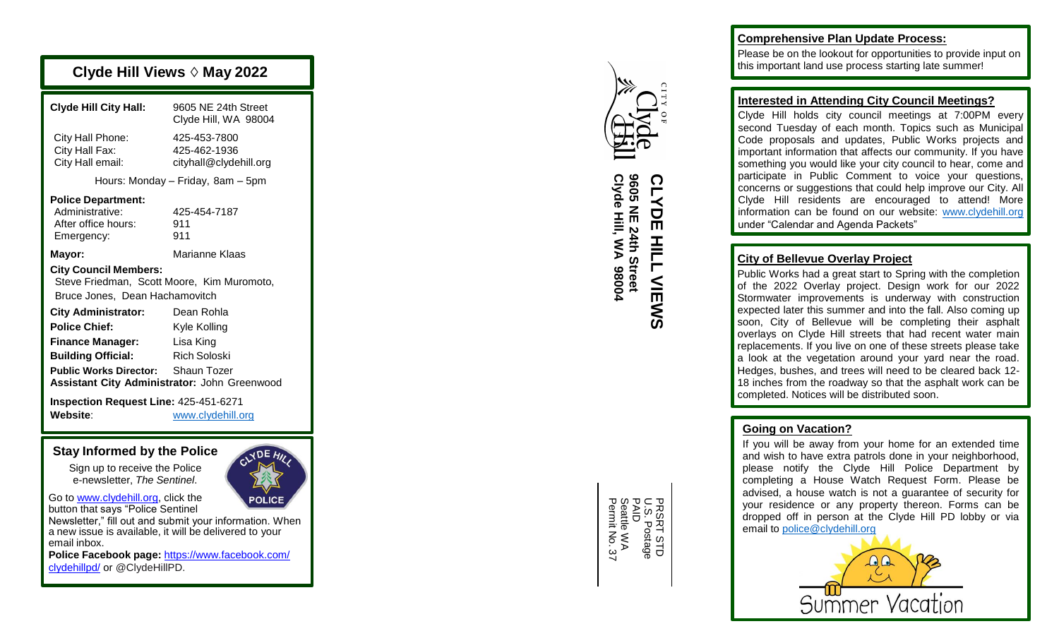# Clyde Hill Views ◊ May 2022

**Clyde Hill City Hall:** 9605 NE 24th Street
Clyde Hill, WA 98004

City Hall Phone: 425-453-7800
City Hall Fax: 425-462-1936
City Hall email: cityhall@clydehill.org

Hours: Monday – Friday, 8am – 5pm

**Police Department:**
Administrative: 425-454-7187
After office hours: 911
Emergency: 911

**Mayor:** Marianne Klaas

**City Council Members:**
Steve Friedman, Scott Moore, Kim Muromoto, Bruce Jones, Dean Hachamovitch

**City Administrator:** Dean Rohla
**Police Chief:** Kyle Kolling
**Finance Manager:** Lisa King
**Building Official:** Rich Soloski
**Public Works Director:** Shaun Tozer
**Assistant City Administrator:** John Greenwood

**Inspection Request Line:** 425-451-6271
**Website**: www.clydehill.org

## Stay Informed by the Police

Sign up to receive the Police e-newsletter, *The Sentinel*.

Go to www.clydehill.org, click the button that says "Police Sentinel Newsletter," fill out and submit your information. When a new issue is available, it will be delivered to your email inbox.

**Police Facebook page:** https://www.facebook.com/clydehillpd/ or @ClydeHillPD.

CITY OF Clyde Hill

**CLYDE HILL VIEWS**
**9605 NE 24th Street**
**Clyde Hill, WA 98004**

PRSRT STD
U.S. Postage
PAID
Seattle WA
Permit No. 37

## Comprehensive Plan Update Process:

Please be on the lookout for opportunities to provide input on this important land use process starting late summer!

## Interested in Attending City Council Meetings?

Clyde Hill holds city council meetings at 7:00PM every second Tuesday of each month. Topics such as Municipal Code proposals and updates, Public Works projects and important information that affects our community. If you have something you would like your city council to hear, come and participate in Public Comment to voice your questions, concerns or suggestions that could help improve our City. All Clyde Hill residents are encouraged to attend! More information can be found on our website: www.clydehill.org under "Calendar and Agenda Packets"

## City of Bellevue Overlay Project

Public Works had a great start to Spring with the completion of the 2022 Overlay project. Design work for our 2022 Stormwater improvements is underway with construction expected later this summer and into the fall. Also coming up soon, City of Bellevue will be completing their asphalt overlays on Clyde Hill streets that had recent water main replacements. If you live on one of these streets please take a look at the vegetation around your yard near the road. Hedges, bushes, and trees will need to be cleared back 12-18 inches from the roadway so that the asphalt work can be completed. Notices will be distributed soon.

## Going on Vacation?

If you will be away from your home for an extended time and wish to have extra patrols done in your neighborhood, please notify the Clyde Hill Police Department by completing a House Watch Request Form. Please be advised, a house watch is not a guarantee of security for your residence or any property thereon. Forms can be dropped off in person at the Clyde Hill PD lobby or via email to police@clydehill.org

Summer Vacation